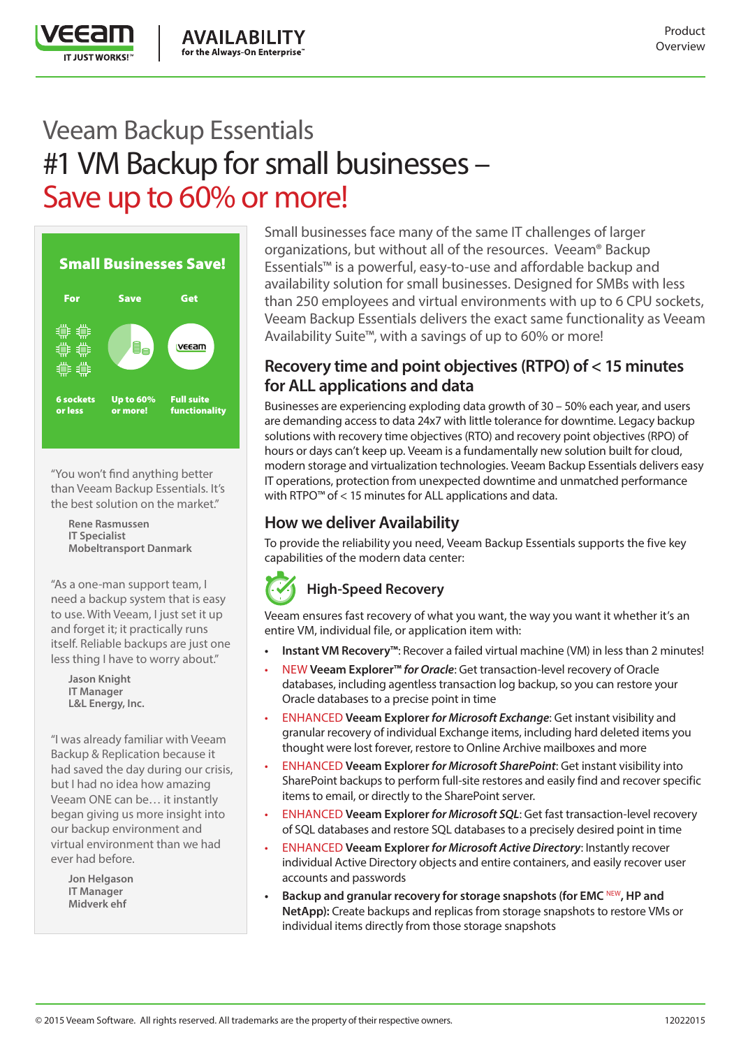# Veeam Backup Essentials

# #1 VM Backup for small businesses – Save up to 60% or more!

**Small Businesses Save!**

| For | Save | Get |
|---|---|---|
| 6 sockets or less | Up to 60% or more! | Full suite functionality |

"You won't find anything better than Veeam Backup Essentials. It's the best solution on the market."

**Rene Rasmussen**
**IT Specialist**
**Mobeltransport Danmark**

"As a one-man support team, I need a backup system that is easy to use. With Veeam, I just set it up and forget it; it practically runs itself. Reliable backups are just one less thing I have to worry about."

**Jason Knight**
**IT Manager**
**L&L Energy, Inc.**

"I was already familiar with Veeam Backup & Replication because it had saved the day during our crisis, but I had no idea how amazing Veeam ONE can be… it instantly began giving us more insight into our backup environment and virtual environment than we had ever had before."

**Jon Helgason**
**IT Manager**
**Midverk ehf**

Small businesses face many of the same IT challenges of larger organizations, but without all of the resources. Veeam® Backup Essentials™ is a powerful, easy-to-use and affordable backup and availability solution for small businesses. Designed for SMBs with less than 250 employees and virtual environments with up to 6 CPU sockets, Veeam Backup Essentials delivers the exact same functionality as Veeam Availability Suite™, with a savings of up to 60% or more!

## Recovery time and point objectives (RTPO) of < 15 minutes for ALL applications and data

Businesses are experiencing exploding data growth of 30 – 50% each year, and users are demanding access to data 24x7 with little tolerance for downtime. Legacy backup solutions with recovery time objectives (RTO) and recovery point objectives (RPO) of hours or days can't keep up. Veeam is a fundamentally new solution built for cloud, modern storage and virtualization technologies. Veeam Backup Essentials delivers easy IT operations, protection from unexpected downtime and unmatched performance with RTPO™ of < 15 minutes for ALL applications and data.

## How we deliver Availability

To provide the reliability you need, Veeam Backup Essentials supports the five key capabilities of the modern data center:

### High-Speed Recovery

Veeam ensures fast recovery of what you want, the way you want it whether it's an entire VM, individual file, or application item with:

- **Instant VM Recovery™**: Recover a failed virtual machine (VM) in less than 2 minutes!
- NEW **Veeam Explorer™** ***for Oracle***: Get transaction-level recovery of Oracle databases, including agentless transaction log backup, so you can restore your Oracle databases to a precise point in time
- ENHANCED **Veeam Explorer** ***for Microsoft Exchange***: Get instant visibility and granular recovery of individual Exchange items, including hard deleted items you thought were lost forever, restore to Online Archive mailboxes and more
- ENHANCED **Veeam Explorer** ***for Microsoft SharePoint***: Get instant visibility into SharePoint backups to perform full-site restores and easily find and recover specific items to email, or directly to the SharePoint server.
- ENHANCED **Veeam Explorer** ***for Microsoft SQL***: Get fast transaction-level recovery of SQL databases and restore SQL databases to a precisely desired point in time
- ENHANCED **Veeam Explorer** ***for Microsoft Active Directory***: Instantly recover individual Active Directory objects and entire containers, and easily recover user accounts and passwords
- **Backup and granular recovery for storage snapshots (for EMC** NEW**, HP and NetApp):** Create backups and replicas from storage snapshots to restore VMs or individual items directly from those storage snapshots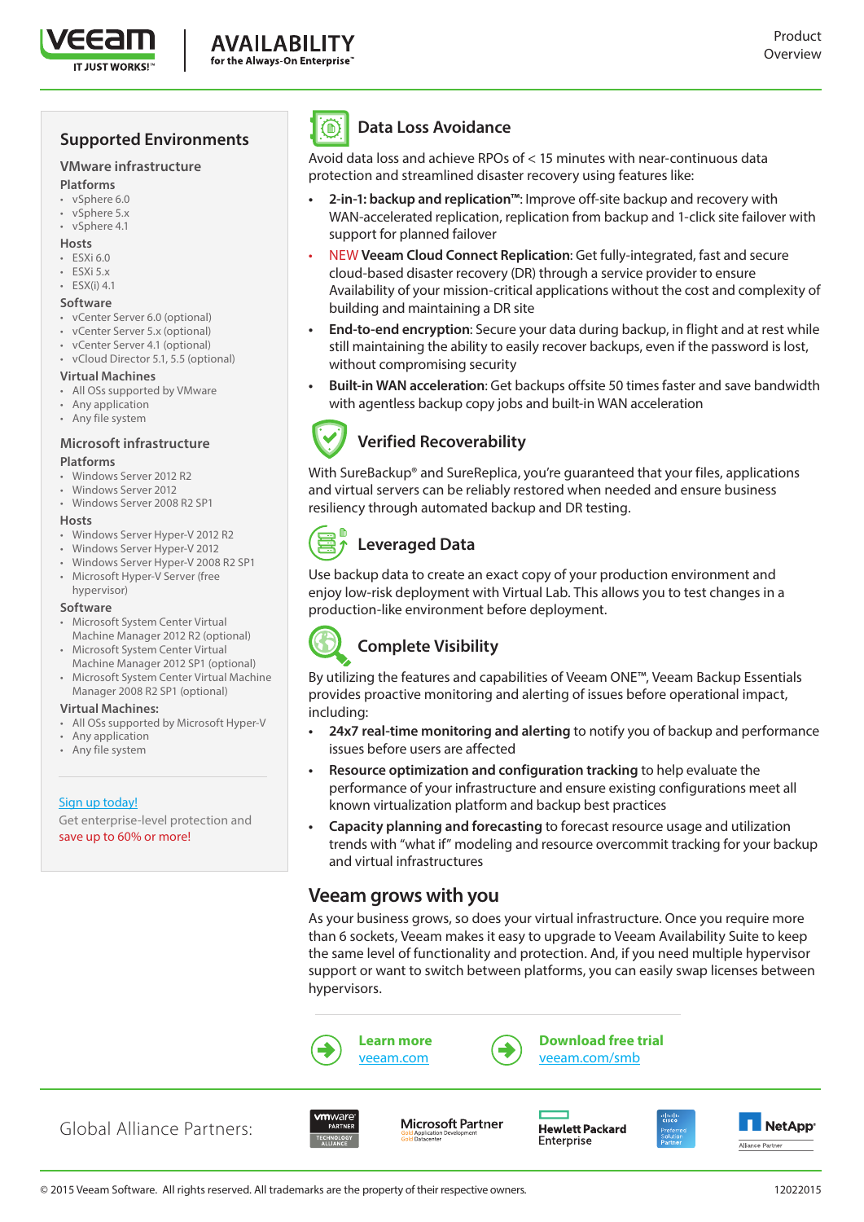## Supported Environments

### VMware infrastructure

**Platforms**
- vSphere 6.0
- vSphere 5.x
- vSphere 4.1

**Hosts**
- ESXi 6.0
- ESXi 5.x
- ESX(i) 4.1

**Software**
- vCenter Server 6.0 (optional)
- vCenter Server 5.x (optional)
- vCenter Server 4.1 (optional)
- vCloud Director 5.1, 5.5 (optional)

**Virtual Machines**
- All OSs supported by VMware
- Any application
- Any file system

### Microsoft infrastructure

**Platforms**
- Windows Server 2012 R2
- Windows Server 2012
- Windows Server 2008 R2 SP1

**Hosts**
- Windows Server Hyper-V 2012 R2
- Windows Server Hyper-V 2012
- Windows Server Hyper-V 2008 R2 SP1
- Microsoft Hyper-V Server (free hypervisor)

**Software**
- Microsoft System Center Virtual Machine Manager 2012 R2 (optional)
- Microsoft System Center Virtual Machine Manager 2012 SP1 (optional)
- Microsoft System Center Virtual Machine Manager 2008 R2 SP1 (optional)

**Virtual Machines:**
- All OSs supported by Microsoft Hyper-V
- Any application
- Any file system

Sign up today!

Get enterprise-level protection and save up to 60% or more!

## Data Loss Avoidance

Avoid data loss and achieve RPOs of < 15 minutes with near-continuous data protection and streamlined disaster recovery using features like:

- **2-in-1: backup and replication™**: Improve off-site backup and recovery with WAN-accelerated replication, replication from backup and 1-click site failover with support for planned failover
- NEW **Veeam Cloud Connect Replication**: Get fully-integrated, fast and secure cloud-based disaster recovery (DR) through a service provider to ensure Availability of your mission-critical applications without the cost and complexity of building and maintaining a DR site
- **End-to-end encryption**: Secure your data during backup, in flight and at rest while still maintaining the ability to easily recover backups, even if the password is lost, without compromising security
- **Built-in WAN acceleration**: Get backups offsite 50 times faster and save bandwidth with agentless backup copy jobs and built-in WAN acceleration

## Verified Recoverability

With SureBackup® and SureReplica, you're guaranteed that your files, applications and virtual servers can be reliably restored when needed and ensure business resiliency through automated backup and DR testing.

## Leveraged Data

Use backup data to create an exact copy of your production environment and enjoy low-risk deployment with Virtual Lab. This allows you to test changes in a production-like environment before deployment.

## Complete Visibility

By utilizing the features and capabilities of Veeam ONE™, Veeam Backup Essentials provides proactive monitoring and alerting of issues before operational impact, including:

- **24x7 real-time monitoring and alerting** to notify you of backup and performance issues before users are affected
- **Resource optimization and configuration tracking** to help evaluate the performance of your infrastructure and ensure existing configurations meet all known virtualization platform and backup best practices
- **Capacity planning and forecasting** to forecast resource usage and utilization trends with "what if" modeling and resource overcommit tracking for your backup and virtual infrastructures

## Veeam grows with you

As your business grows, so does your virtual infrastructure. Once you require more than 6 sockets, Veeam makes it easy to upgrade to Veeam Availability Suite to keep the same level of functionality and protection. And, if you need multiple hypervisor support or want to switch between platforms, you can easily swap licenses between hypervisors.

**Learn more**
veeam.com

**Download free trial**
veeam.com/smb

Global Alliance Partners:

© 2015 Veeam Software. All rights reserved. All trademarks are the property of their respective owners.

12022015